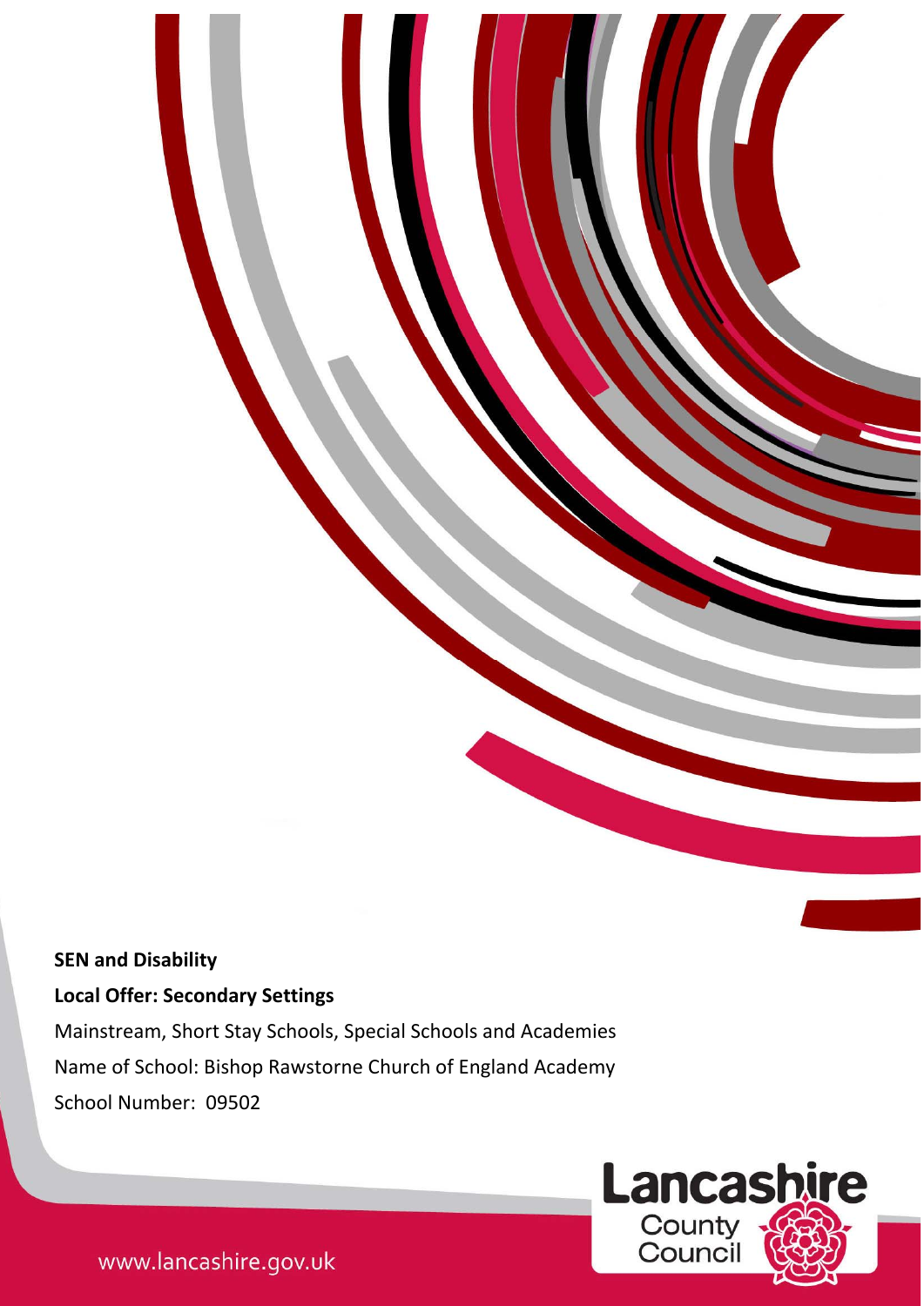**SEN and Disability**

**Local Offer: Secondary Settings**

Mainstream, Short Stay Schools, Special Schools and Academies

Name of School: Bishop Rawstorne Church of England Academy

School Number: 09502

www.lancashire.gov.uk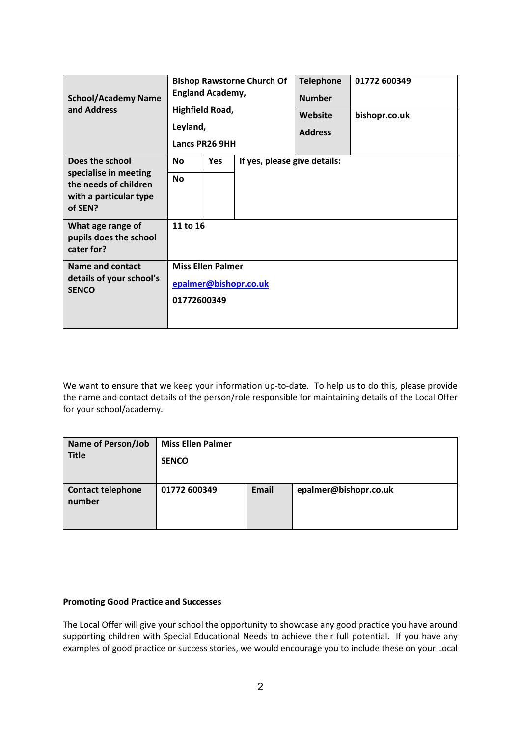| School/Academy Name and Address | Bishop Rawstorne Church Of England Academy,<br>Highfield Road,<br>Leyland,<br>Lancs PR26 9HH | | | Telephone Number | 01772 600349 |
|---|---|---|---|---|---|
| | | | | Website Address | bishopr.co.uk |
| Does the school specialise in meeting the needs of children with a particular type of SEN? | No | Yes | If yes, please give details: | | |
| | No | | | | |
| What age range of pupils does the school cater for? | 11 to 16 | | | | |
| Name and contact details of your school's SENCO | Miss Ellen Palmer<br>epalmer@bishopr.co.uk<br>01772600349 | | | | |

We want to ensure that we keep your information up-to-date. To help us to do this, please provide the name and contact details of the person/role responsible for maintaining details of the Local Offer for your school/academy.

| Name of Person/Job Title | Miss Ellen Palmer<br>SENCO | | |
|---|---|---|---|
| Contact telephone number | 01772 600349 | Email | epalmer@bishopr.co.uk |

**Promoting Good Practice and Successes**

The Local Offer will give your school the opportunity to showcase any good practice you have around supporting children with Special Educational Needs to achieve their full potential. If you have any examples of good practice or success stories, we would encourage you to include these on your Local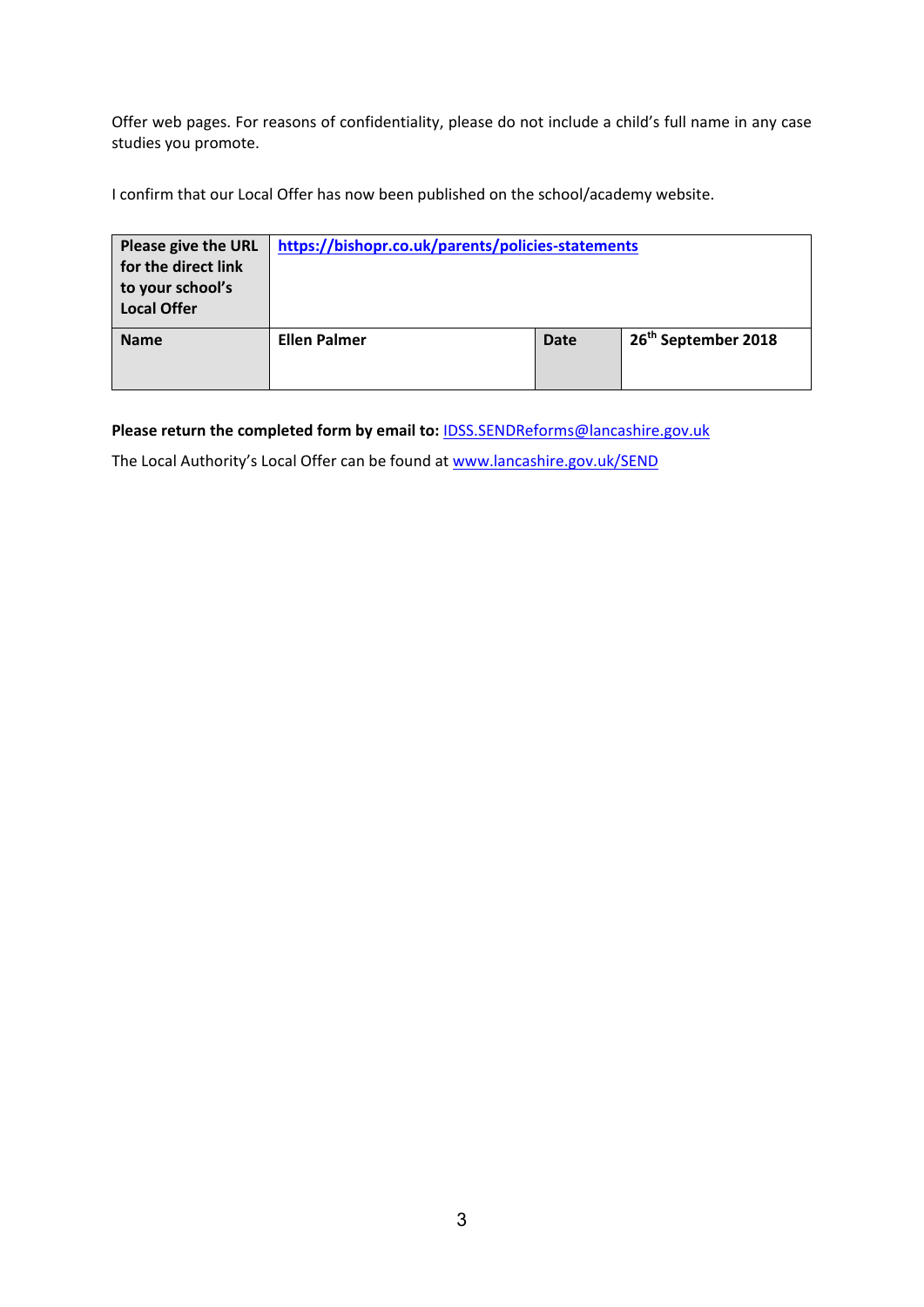Offer web pages. For reasons of confidentiality, please do not include a child's full name in any case studies you promote.

I confirm that our Local Offer has now been published on the school/academy website.

| **Please give the URL for the direct link to your school's Local Offer** | **https://bishopr.co.uk/parents/policies-statements** | | |
|---|---|---|---|
| **Name** | **Ellen Palmer** | **Date** | **26th September 2018** |

**Please return the completed form by email to:** IDSS.SENDReforms@lancashire.gov.uk

The Local Authority's Local Offer can be found at www.lancashire.gov.uk/SEND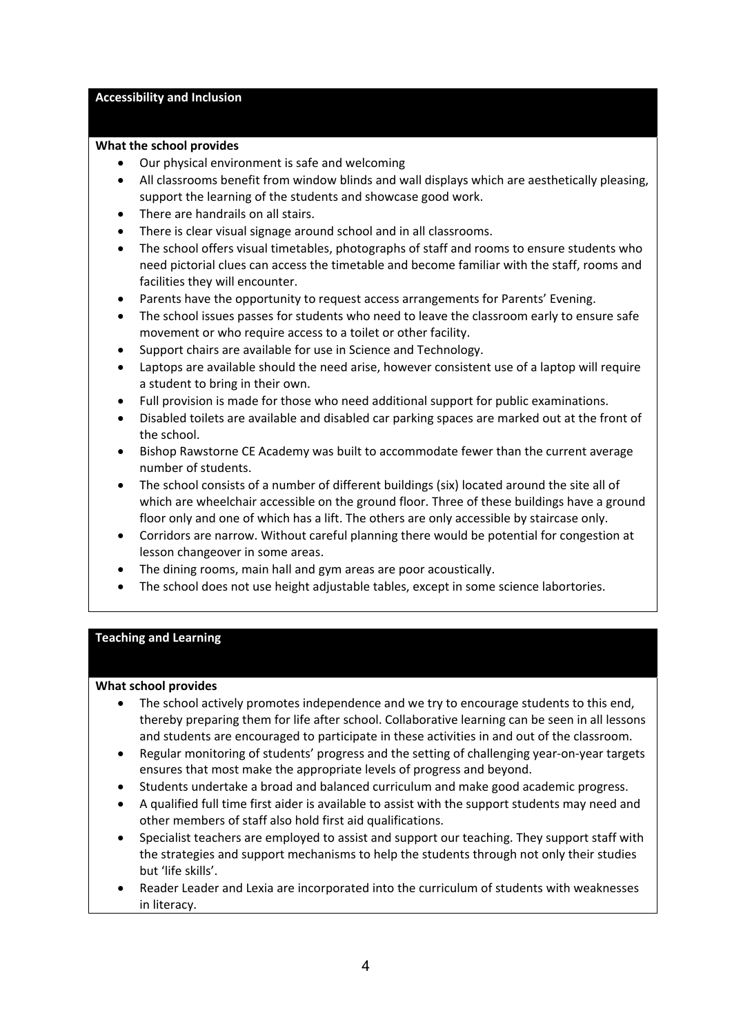## Accessibility and Inclusion

**What the school provides**

- Our physical environment is safe and welcoming
- All classrooms benefit from window blinds and wall displays which are aesthetically pleasing, support the learning of the students and showcase good work.
- There are handrails on all stairs.
- There is clear visual signage around school and in all classrooms.
- The school offers visual timetables, photographs of staff and rooms to ensure students who need pictorial clues can access the timetable and become familiar with the staff, rooms and facilities they will encounter.
- Parents have the opportunity to request access arrangements for Parents' Evening.
- The school issues passes for students who need to leave the classroom early to ensure safe movement or who require access to a toilet or other facility.
- Support chairs are available for use in Science and Technology.
- Laptops are available should the need arise, however consistent use of a laptop will require a student to bring in their own.
- Full provision is made for those who need additional support for public examinations.
- Disabled toilets are available and disabled car parking spaces are marked out at the front of the school.
- Bishop Rawstorne CE Academy was built to accommodate fewer than the current average number of students.
- The school consists of a number of different buildings (six) located around the site all of which are wheelchair accessible on the ground floor. Three of these buildings have a ground floor only and one of which has a lift. The others are only accessible by staircase only.
- Corridors are narrow. Without careful planning there would be potential for congestion at lesson changeover in some areas.
- The dining rooms, main hall and gym areas are poor acoustically.
- The school does not use height adjustable tables, except in some science labortories.

## Teaching and Learning

**What school provides**

- The school actively promotes independence and we try to encourage students to this end, thereby preparing them for life after school. Collaborative learning can be seen in all lessons and students are encouraged to participate in these activities in and out of the classroom.
- Regular monitoring of students' progress and the setting of challenging year-on-year targets ensures that most make the appropriate levels of progress and beyond.
- Students undertake a broad and balanced curriculum and make good academic progress.
- A qualified full time first aider is available to assist with the support students may need and other members of staff also hold first aid qualifications.
- Specialist teachers are employed to assist and support our teaching. They support staff with the strategies and support mechanisms to help the students through not only their studies but 'life skills'.
- Reader Leader and Lexia are incorporated into the curriculum of students with weaknesses in literacy.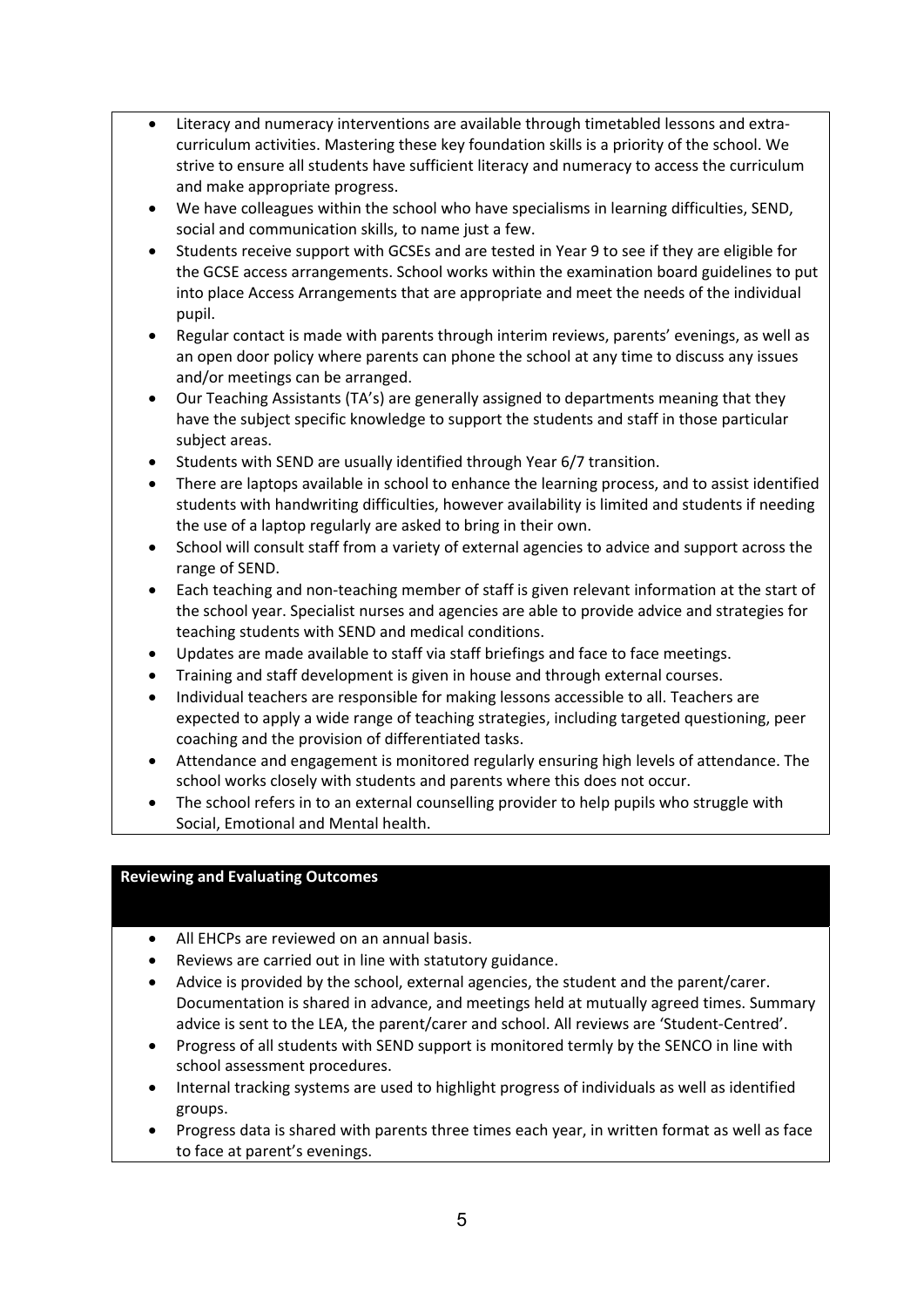- Literacy and numeracy interventions are available through timetabled lessons and extra-curriculum activities. Mastering these key foundation skills is a priority of the school. We strive to ensure all students have sufficient literacy and numeracy to access the curriculum and make appropriate progress.
- We have colleagues within the school who have specialisms in learning difficulties, SEND, social and communication skills, to name just a few.
- Students receive support with GCSEs and are tested in Year 9 to see if they are eligible for the GCSE access arrangements. School works within the examination board guidelines to put into place Access Arrangements that are appropriate and meet the needs of the individual pupil.
- Regular contact is made with parents through interim reviews, parents' evenings, as well as an open door policy where parents can phone the school at any time to discuss any issues and/or meetings can be arranged.
- Our Teaching Assistants (TA's) are generally assigned to departments meaning that they have the subject specific knowledge to support the students and staff in those particular subject areas.
- Students with SEND are usually identified through Year 6/7 transition.
- There are laptops available in school to enhance the learning process, and to assist identified students with handwriting difficulties, however availability is limited and students if needing the use of a laptop regularly are asked to bring in their own.
- School will consult staff from a variety of external agencies to advice and support across the range of SEND.
- Each teaching and non-teaching member of staff is given relevant information at the start of the school year. Specialist nurses and agencies are able to provide advice and strategies for teaching students with SEND and medical conditions.
- Updates are made available to staff via staff briefings and face to face meetings.
- Training and staff development is given in house and through external courses.
- Individual teachers are responsible for making lessons accessible to all. Teachers are expected to apply a wide range of teaching strategies, including targeted questioning, peer coaching and the provision of differentiated tasks.
- Attendance and engagement is monitored regularly ensuring high levels of attendance. The school works closely with students and parents where this does not occur.
- The school refers in to an external counselling provider to help pupils who struggle with Social, Emotional and Mental health.

## Reviewing and Evaluating Outcomes

- All EHCPs are reviewed on an annual basis.
- Reviews are carried out in line with statutory guidance.
- Advice is provided by the school, external agencies, the student and the parent/carer. Documentation is shared in advance, and meetings held at mutually agreed times. Summary advice is sent to the LEA, the parent/carer and school. All reviews are 'Student-Centred'.
- Progress of all students with SEND support is monitored termly by the SENCO in line with school assessment procedures.
- Internal tracking systems are used to highlight progress of individuals as well as identified groups.
- Progress data is shared with parents three times each year, in written format as well as face to face at parent's evenings.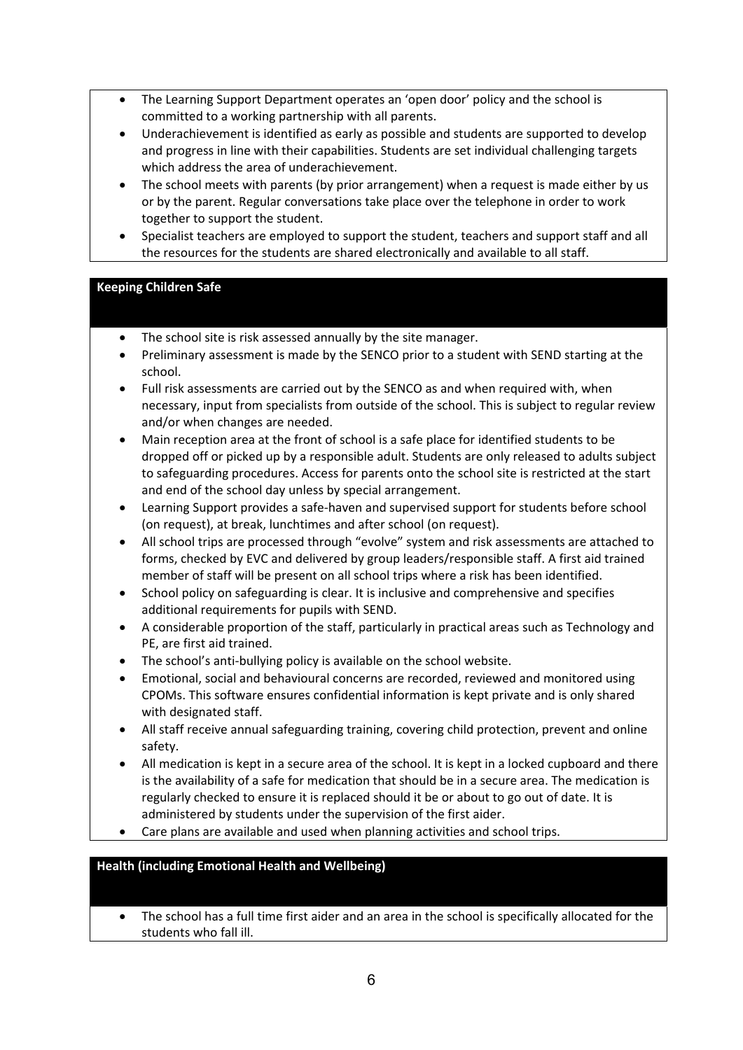- The Learning Support Department operates an 'open door' policy and the school is committed to a working partnership with all parents.
- Underachievement is identified as early as possible and students are supported to develop and progress in line with their capabilities. Students are set individual challenging targets which address the area of underachievement.
- The school meets with parents (by prior arrangement) when a request is made either by us or by the parent. Regular conversations take place over the telephone in order to work together to support the student.
- Specialist teachers are employed to support the student, teachers and support staff and all the resources for the students are shared electronically and available to all staff.

## Keeping Children Safe

- The school site is risk assessed annually by the site manager.
- Preliminary assessment is made by the SENCO prior to a student with SEND starting at the school.
- Full risk assessments are carried out by the SENCO as and when required with, when necessary, input from specialists from outside of the school. This is subject to regular review and/or when changes are needed.
- Main reception area at the front of school is a safe place for identified students to be dropped off or picked up by a responsible adult. Students are only released to adults subject to safeguarding procedures. Access for parents onto the school site is restricted at the start and end of the school day unless by special arrangement.
- Learning Support provides a safe-haven and supervised support for students before school (on request), at break, lunchtimes and after school (on request).
- All school trips are processed through "evolve" system and risk assessments are attached to forms, checked by EVC and delivered by group leaders/responsible staff. A first aid trained member of staff will be present on all school trips where a risk has been identified.
- School policy on safeguarding is clear. It is inclusive and comprehensive and specifies additional requirements for pupils with SEND.
- A considerable proportion of the staff, particularly in practical areas such as Technology and PE, are first aid trained.
- The school's anti-bullying policy is available on the school website.
- Emotional, social and behavioural concerns are recorded, reviewed and monitored using CPOMs. This software ensures confidential information is kept private and is only shared with designated staff.
- All staff receive annual safeguarding training, covering child protection, prevent and online safety.
- All medication is kept in a secure area of the school. It is kept in a locked cupboard and there is the availability of a safe for medication that should be in a secure area. The medication is regularly checked to ensure it is replaced should it be or about to go out of date. It is administered by students under the supervision of the first aider.
- Care plans are available and used when planning activities and school trips.

## Health (including Emotional Health and Wellbeing)

- The school has a full time first aider and an area in the school is specifically allocated for the students who fall ill.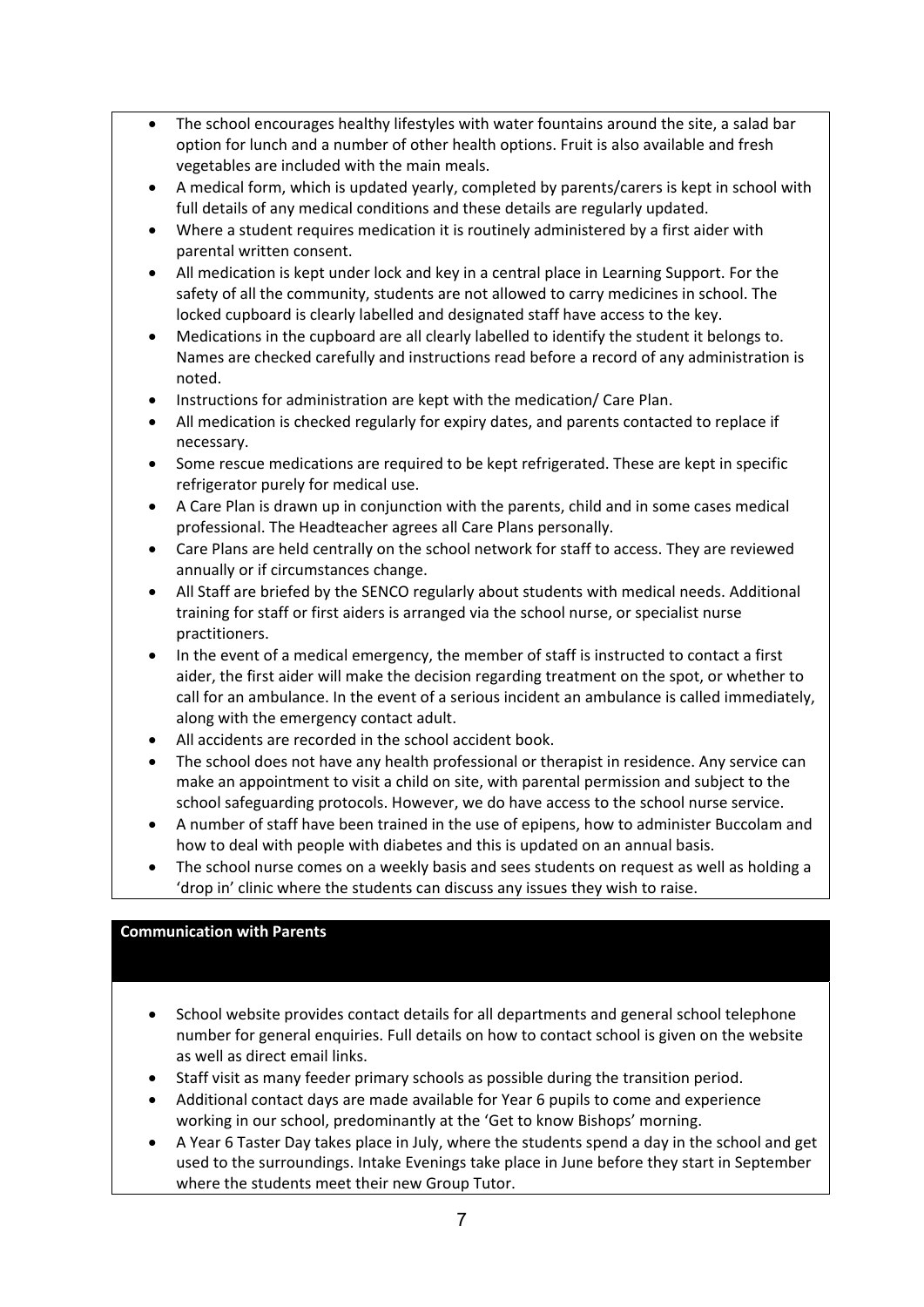- The school encourages healthy lifestyles with water fountains around the site, a salad bar option for lunch and a number of other health options. Fruit is also available and fresh vegetables are included with the main meals.
- A medical form, which is updated yearly, completed by parents/carers is kept in school with full details of any medical conditions and these details are regularly updated.
- Where a student requires medication it is routinely administered by a first aider with parental written consent.
- All medication is kept under lock and key in a central place in Learning Support. For the safety of all the community, students are not allowed to carry medicines in school. The locked cupboard is clearly labelled and designated staff have access to the key.
- Medications in the cupboard are all clearly labelled to identify the student it belongs to. Names are checked carefully and instructions read before a record of any administration is noted.
- Instructions for administration are kept with the medication/ Care Plan.
- All medication is checked regularly for expiry dates, and parents contacted to replace if necessary.
- Some rescue medications are required to be kept refrigerated. These are kept in specific refrigerator purely for medical use.
- A Care Plan is drawn up in conjunction with the parents, child and in some cases medical professional. The Headteacher agrees all Care Plans personally.
- Care Plans are held centrally on the school network for staff to access. They are reviewed annually or if circumstances change.
- All Staff are briefed by the SENCO regularly about students with medical needs. Additional training for staff or first aiders is arranged via the school nurse, or specialist nurse practitioners.
- In the event of a medical emergency, the member of staff is instructed to contact a first aider, the first aider will make the decision regarding treatment on the spot, or whether to call for an ambulance. In the event of a serious incident an ambulance is called immediately, along with the emergency contact adult.
- All accidents are recorded in the school accident book.
- The school does not have any health professional or therapist in residence. Any service can make an appointment to visit a child on site, with parental permission and subject to the school safeguarding protocols. However, we do have access to the school nurse service.
- A number of staff have been trained in the use of epipens, how to administer Buccolam and how to deal with people with diabetes and this is updated on an annual basis.
- The school nurse comes on a weekly basis and sees students on request as well as holding a 'drop in' clinic where the students can discuss any issues they wish to raise.

## Communication with Parents

- School website provides contact details for all departments and general school telephone number for general enquiries. Full details on how to contact school is given on the website as well as direct email links.
- Staff visit as many feeder primary schools as possible during the transition period.
- Additional contact days are made available for Year 6 pupils to come and experience working in our school, predominantly at the 'Get to know Bishops' morning.
- A Year 6 Taster Day takes place in July, where the students spend a day in the school and get used to the surroundings. Intake Evenings take place in June before they start in September where the students meet their new Group Tutor.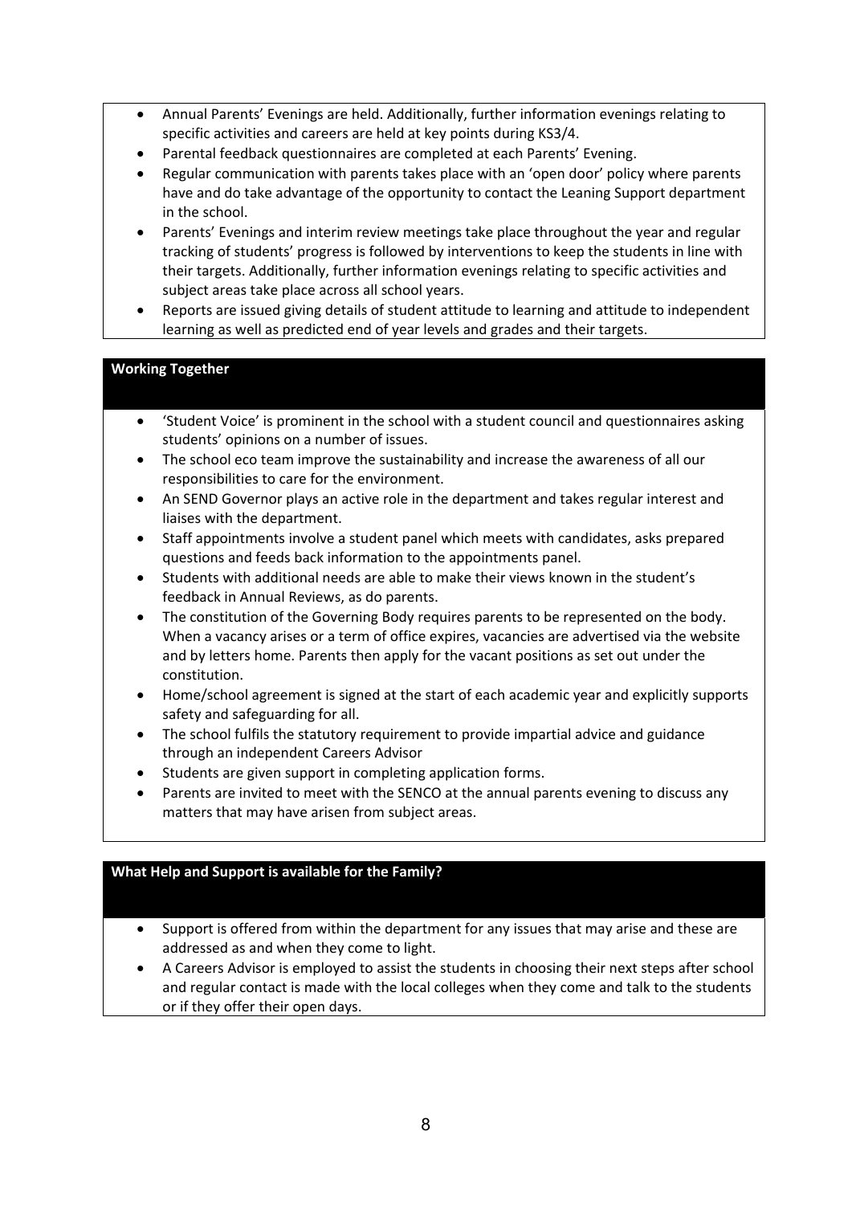- Annual Parents' Evenings are held. Additionally, further information evenings relating to specific activities and careers are held at key points during KS3/4.
- Parental feedback questionnaires are completed at each Parents' Evening.
- Regular communication with parents takes place with an 'open door' policy where parents have and do take advantage of the opportunity to contact the Leaning Support department in the school.
- Parents' Evenings and interim review meetings take place throughout the year and regular tracking of students' progress is followed by interventions to keep the students in line with their targets. Additionally, further information evenings relating to specific activities and subject areas take place across all school years.
- Reports are issued giving details of student attitude to learning and attitude to independent learning as well as predicted end of year levels and grades and their targets.

## Working Together

- 'Student Voice' is prominent in the school with a student council and questionnaires asking students' opinions on a number of issues.
- The school eco team improve the sustainability and increase the awareness of all our responsibilities to care for the environment.
- An SEND Governor plays an active role in the department and takes regular interest and liaises with the department.
- Staff appointments involve a student panel which meets with candidates, asks prepared questions and feeds back information to the appointments panel.
- Students with additional needs are able to make their views known in the student's feedback in Annual Reviews, as do parents.
- The constitution of the Governing Body requires parents to be represented on the body. When a vacancy arises or a term of office expires, vacancies are advertised via the website and by letters home. Parents then apply for the vacant positions as set out under the constitution.
- Home/school agreement is signed at the start of each academic year and explicitly supports safety and safeguarding for all.
- The school fulfils the statutory requirement to provide impartial advice and guidance through an independent Careers Advisor
- Students are given support in completing application forms.
- Parents are invited to meet with the SENCO at the annual parents evening to discuss any matters that may have arisen from subject areas.

## What Help and Support is available for the Family?

- Support is offered from within the department for any issues that may arise and these are addressed as and when they come to light.
- A Careers Advisor is employed to assist the students in choosing their next steps after school and regular contact is made with the local colleges when they come and talk to the students or if they offer their open days.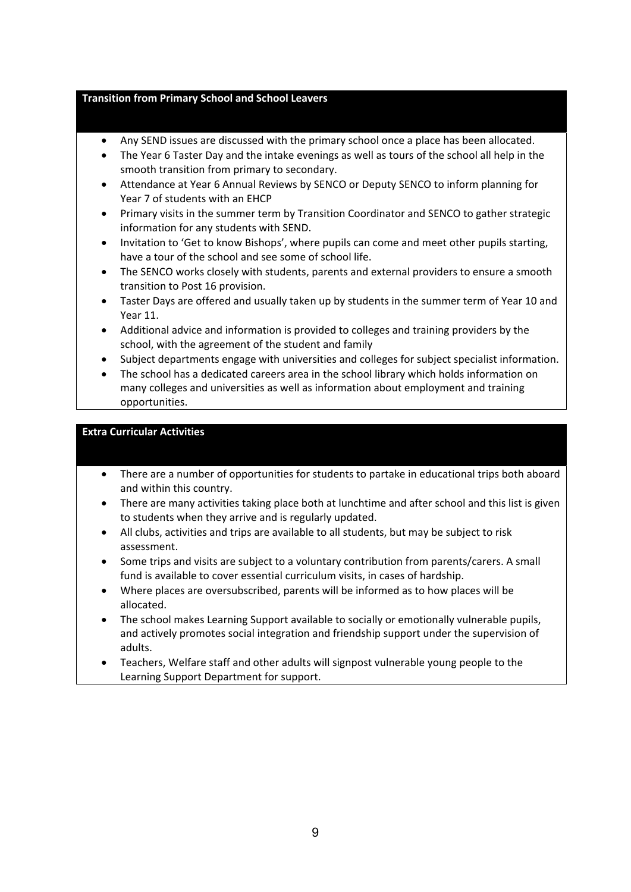## Transition from Primary School and School Leavers

- Any SEND issues are discussed with the primary school once a place has been allocated.
- The Year 6 Taster Day and the intake evenings as well as tours of the school all help in the smooth transition from primary to secondary.
- Attendance at Year 6 Annual Reviews by SENCO or Deputy SENCO to inform planning for Year 7 of students with an EHCP
- Primary visits in the summer term by Transition Coordinator and SENCO to gather strategic information for any students with SEND.
- Invitation to 'Get to know Bishops', where pupils can come and meet other pupils starting, have a tour of the school and see some of school life.
- The SENCO works closely with students, parents and external providers to ensure a smooth transition to Post 16 provision.
- Taster Days are offered and usually taken up by students in the summer term of Year 10 and Year 11.
- Additional advice and information is provided to colleges and training providers by the school, with the agreement of the student and family
- Subject departments engage with universities and colleges for subject specialist information.
- The school has a dedicated careers area in the school library which holds information on many colleges and universities as well as information about employment and training opportunities.

## Extra Curricular Activities

- There are a number of opportunities for students to partake in educational trips both aboard and within this country.
- There are many activities taking place both at lunchtime and after school and this list is given to students when they arrive and is regularly updated.
- All clubs, activities and trips are available to all students, but may be subject to risk assessment.
- Some trips and visits are subject to a voluntary contribution from parents/carers. A small fund is available to cover essential curriculum visits, in cases of hardship.
- Where places are oversubscribed, parents will be informed as to how places will be allocated.
- The school makes Learning Support available to socially or emotionally vulnerable pupils, and actively promotes social integration and friendship support under the supervision of adults.
- Teachers, Welfare staff and other adults will signpost vulnerable young people to the Learning Support Department for support.